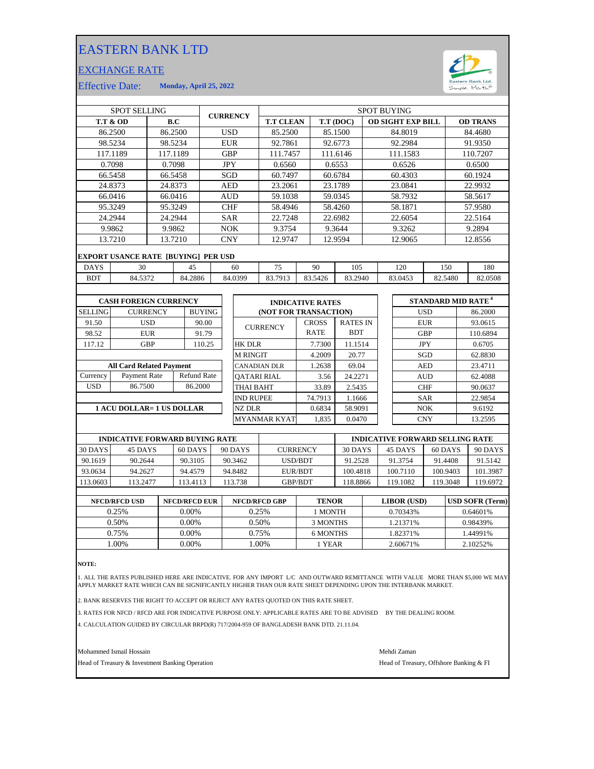# EASTERN BANK LTD

## EXCHANGE RATE

Effective Date: **Monday, April 25, 2022**

| SPOT SELLING | | CURRENCY | SPOT BUYING | | | |
|---|---|---|---|---|---|---|
| **T.T & OD** | **B.C** | | **T.T CLEAN** | **T.T (DOC)** | **OD SIGHT EXP BILL** | **OD TRANS** |
| 86.2500 | 86.2500 | USD | 85.2500 | 85.1500 | 84.8019 | 84.4680 |
| 98.5234 | 98.5234 | EUR | 92.7861 | 92.6773 | 92.2984 | 91.9350 |
| 117.1189 | 117.1189 | GBP | 111.7457 | 111.6146 | 111.1583 | 110.7207 |
| 0.7098 | 0.7098 | JPY | 0.6560 | 0.6553 | 0.6526 | 0.6500 |
| 66.5458 | 66.5458 | SGD | 60.7497 | 60.6784 | 60.4303 | 60.1924 |
| 24.8373 | 24.8373 | AED | 23.2061 | 23.1789 | 23.0841 | 22.9932 |
| 66.0416 | 66.0416 | AUD | 59.1038 | 59.0345 | 58.7932 | 58.5617 |
| 95.3249 | 95.3249 | CHF | 58.4946 | 58.4260 | 58.1871 | 57.9580 |
| 24.2944 | 24.2944 | SAR | 22.7248 | 22.6982 | 22.6054 | 22.5164 |
| 9.9862 | 9.9862 | NOK | 9.3754 | 9.3644 | 9.3262 | 9.2894 |
| 13.7210 | 13.7210 | CNY | 12.9747 | 12.9594 | 12.9065 | 12.8556 |

**EXPORT USANCE RATE [BUYING] PER USD**

| DAYS | 30 | 45 | 60 | 75 | 90 | 105 | 120 | 150 | 180 |
|---|---|---|---|---|---|---|---|---|---|
| BDT | 84.5372 | 84.2886 | 84.0399 | 83.7913 | 83.5426 | 83.2940 | 83.0453 | 82.5480 | 82.0508 |

**CASH FOREIGN CURRENCY**

| SELLING | CURRENCY | BUYING |
|---|---|---|
| 91.50 | USD | 90.00 |
| 98.52 | EUR | 91.79 |
| 117.12 | GBP | 110.25 |

**All Card Related Payment**

| Currency | Payment Rate | Refund Rate |
|---|---|---|
| USD | 86.7500 | 86.2000 |

**1 ACU DOLLAR= 1 US DOLLAR**

**INDICATIVE RATES (NOT FOR TRANSACTION)**

| CURRENCY | CROSS RATE | RATES IN BDT |
|---|---|---|
| HK DLR | 7.7300 | 11.1514 |
| M RINGIT | 4.2009 | 20.77 |
| CANADIAN DLR | 1.2638 | 69.04 |
| QATARI RIAL | 3.56 | 24.2271 |
| THAI BAHT | 33.89 | 2.5435 |
| IND RUPEE | 74.7913 | 1.1666 |
| NZ DLR | 0.6834 | 58.9091 |
| MYANMAR KYAT | 1,835 | 0.0470 |

**STANDARD MID RATE [4]**

| Currency | Rate |
|---|---|
| USD | 86.2000 |
| EUR | 93.0615 |
| GBP | 110.6894 |
| JPY | 0.6705 |
| SGD | 62.8830 |
| AED | 23.4711 |
| AUD | 62.4088 |
| CHF | 90.0637 |
| SAR | 22.9854 |
| NOK | 9.6192 |
| CNY | 13.2595 |

| INDICATIVE FORWARD BUYING RATE | | | | CURRENCY | INDICATIVE FORWARD SELLING RATE | | | |
|---|---|---|---|---|---|---|---|---|
| 30 DAYS | 45 DAYS | 60 DAYS | 90 DAYS | | 30 DAYS | 45 DAYS | 60 DAYS | 90 DAYS |
| 90.1619 | 90.2644 | 90.3105 | 90.3462 | USD/BDT | 91.2528 | 91.3754 | 91.4408 | 91.5142 |
| 93.0634 | 94.2627 | 94.4579 | 94.8482 | EUR/BDT | 100.4818 | 100.7110 | 100.9403 | 101.3987 |
| 113.0603 | 113.2477 | 113.4113 | 113.738 | GBP/BDT | 118.8866 | 119.1082 | 119.3048 | 119.6972 |

| NFCD/RFCD USD | NFCD/RFCD EUR | NFCD/RFCD GBP | TENOR | LIBOR (USD) | USD SOFR (Term) |
|---|---|---|---|---|---|
| 0.25% | 0.00% | 0.25% | 1 MONTH | 0.70343% | 0.64601% |
| 0.50% | 0.00% | 0.50% | 3 MONTHS | 1.21371% | 0.98439% |
| 0.75% | 0.00% | 0.75% | 6 MONTHS | 1.82371% | 1.44991% |
| 1.00% | 0.00% | 1.00% | 1 YEAR | 2.60671% | 2.10252% |

**NOTE:**

1. ALL THE RATES PUBLISHED HERE ARE INDICATIVE. FOR ANY IMPORT L/C AND OUTWARD REMITTANCE WITH VALUE MORE THAN $5,000 WE MAY APPLY MARKET RATE WHICH CAN BE SIGNIFICANTLY HIGHER THAN OUR RATE SHEET DEPENDING UPON THE INTERBANK MARKET.

2. BANK RESERVES THE RIGHT TO ACCEPT OR REJECT ANY RATES QUOTED ON THIS RATE SHEET.

3. RATES FOR NFCD / RFCD ARE FOR INDICATIVE PURPOSE ONLY: APPLICABLE RATES ARE TO BE ADVISED BY THE DEALING ROOM.

4. CALCULATION GUIDED BY CIRCULAR BRPD(R) 717/2004-959 OF BANGLADESH BANK DTD. 21.11.04.

Mohammed Ismail Hossain
Head of Treasury & Investment Banking Operation

Mehdi Zaman
Head of Treasury, Offshore Banking & FI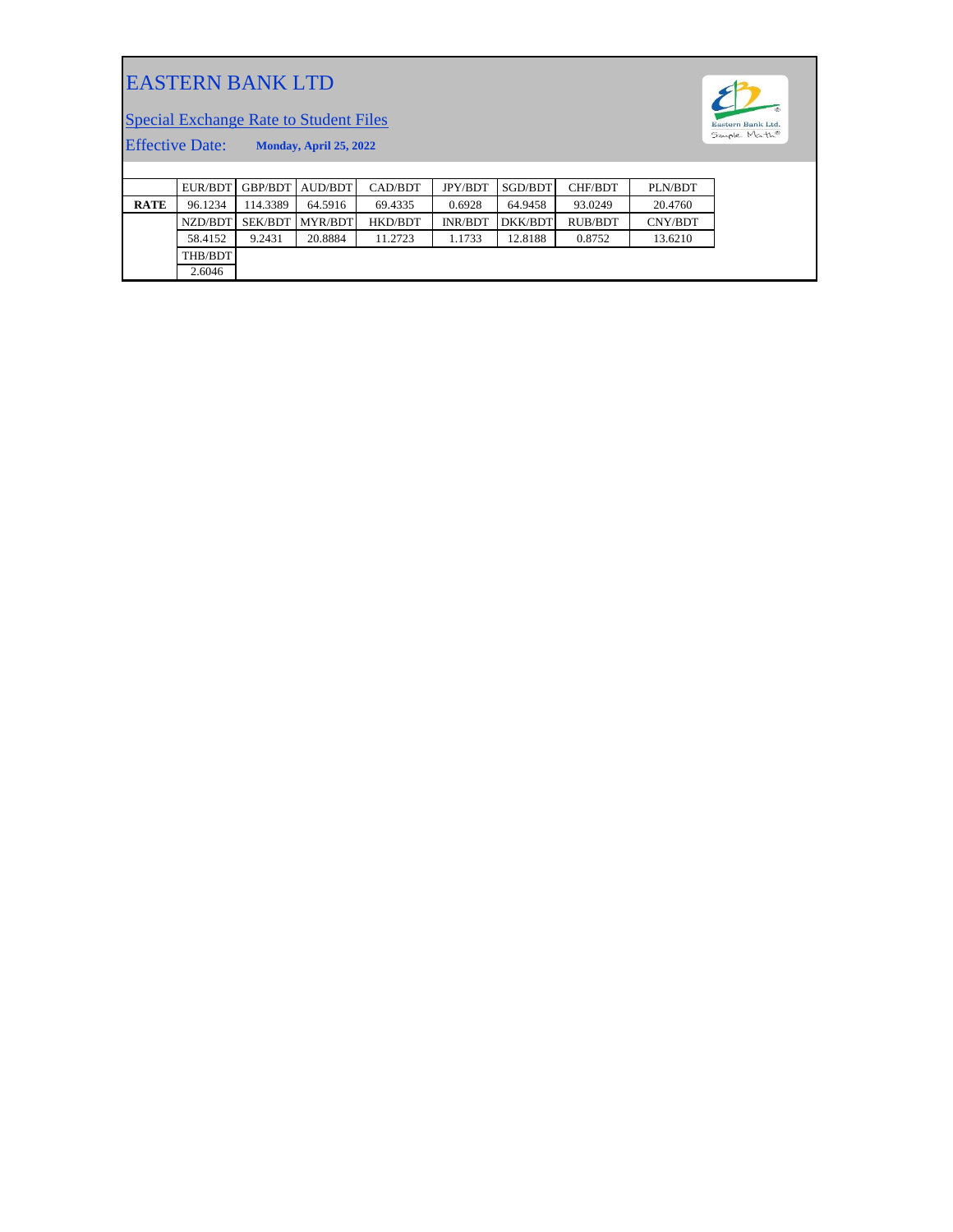# EASTERN BANK LTD

Special Exchange Rate to Student Files

Effective Date: **Monday, April 25, 2022**

| | | | | | | | | |
|---|---|---|---|---|---|---|---|---|
| | EUR/BDT | GBP/BDT | AUD/BDT | CAD/BDT | JPY/BDT | SGD/BDT | CHF/BDT | PLN/BDT |
| **RATE** | 96.1234 | 114.3389 | 64.5916 | 69.4335 | 0.6928 | 64.9458 | 93.0249 | 20.4760 |
| | NZD/BDT | SEK/BDT | MYR/BDT | HKD/BDT | INR/BDT | DKK/BDT | RUB/BDT | CNY/BDT |
| | 58.4152 | 9.2431 | 20.8884 | 11.2723 | 1.1733 | 12.8188 | 0.8752 | 13.6210 |
| | THB/BDT | | | | | | | |
| | 2.6046 | | | | | | | |